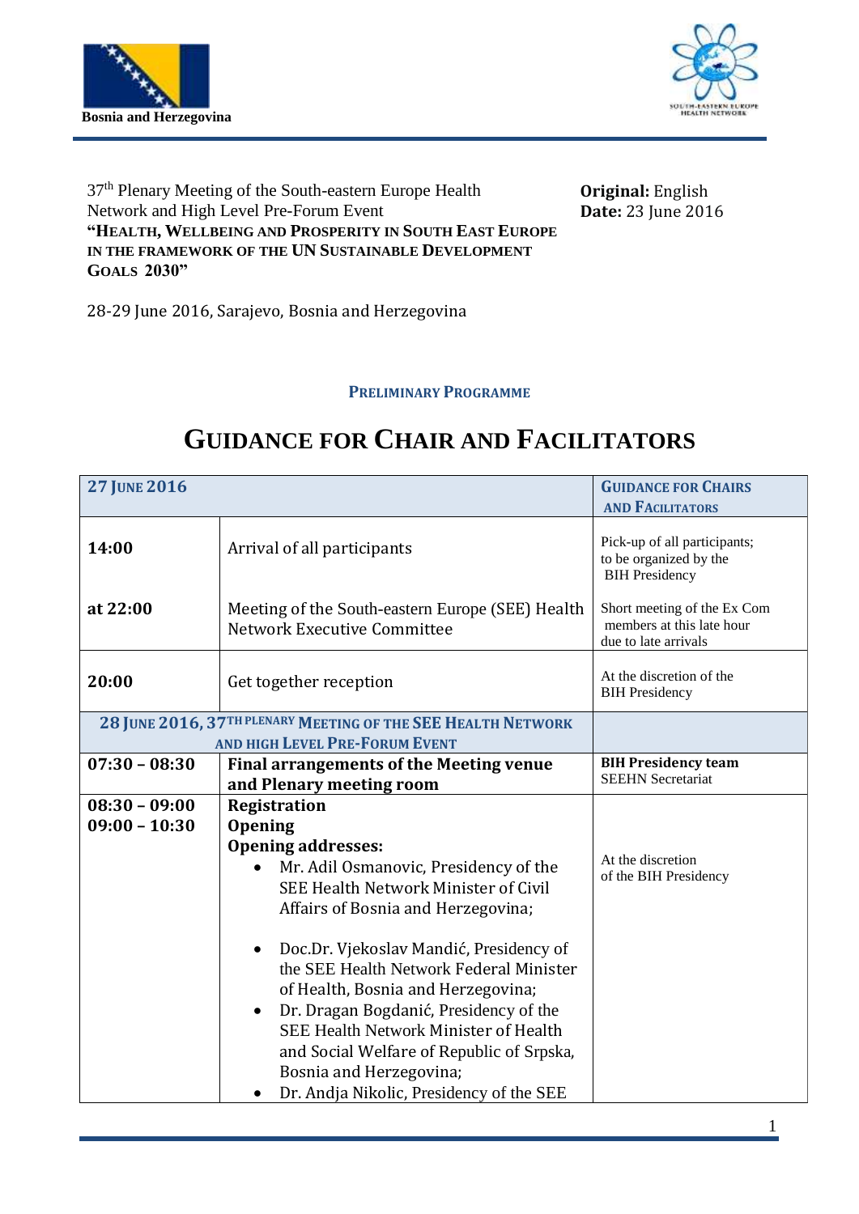Bosnia and Herzegovina

37th Plenary Meeting of the South-eastern Europe Health Network and High Level Pre-Forum Event
**"HEALTH, WELLBEING AND PROSPERITY IN SOUTH EAST EUROPE IN THE FRAMEWORK OF THE UN SUSTAINABLE DEVELOPMENT GOALS 2030"**

28-29 June 2016, Sarajevo, Bosnia and Herzegovina

**Original:** English
**Date:** 23 June 2016

**PRELIMINARY PROGRAMME**

# GUIDANCE FOR CHAIR AND FACILITATORS

| **27 JUNE 2016** | | **GUIDANCE FOR CHAIRS AND FACILITATORS** |
|---|---|---|
| **14:00** | Arrival of all participants | Pick-up of all participants; to be organized by the BIH Presidency |
| **at 22:00** | Meeting of the South-eastern Europe (SEE) Health Network Executive Committee | Short meeting of the Ex Com members at this late hour due to late arrivals |
| **20:00** | Get together reception | At the discretion of the BIH Presidency |
| **28 JUNE 2016, 37TH PLENARY MEETING OF THE SEE HEALTH NETWORK AND HIGH LEVEL PRE-FORUM EVENT** | | |
| **07:30 – 08:30** | **Final arrangements of the Meeting venue and Plenary meeting room** | **BIH Presidency team**<br>SEEHN Secretariat |
| **08:30 – 09:00**<br>**09:00 – 10:30** | **Registration**<br>**Opening**<br>**Opening addresses:**<br>• Mr. Adil Osmanovic, Presidency of the SEE Health Network Minister of Civil Affairs of Bosnia and Herzegovina;<br>• Doc.Dr. Vjekoslav Mandić, Presidency of the SEE Health Network Federal Minister of Health, Bosnia and Herzegovina;<br>• Dr. Dragan Bogdanić, Presidency of the SEE Health Network Minister of Health and Social Welfare of Republic of Srpska, Bosnia and Herzegovina;<br>• Dr. Andja Nikolic, Presidency of the SEE | At the discretion of the BIH Presidency |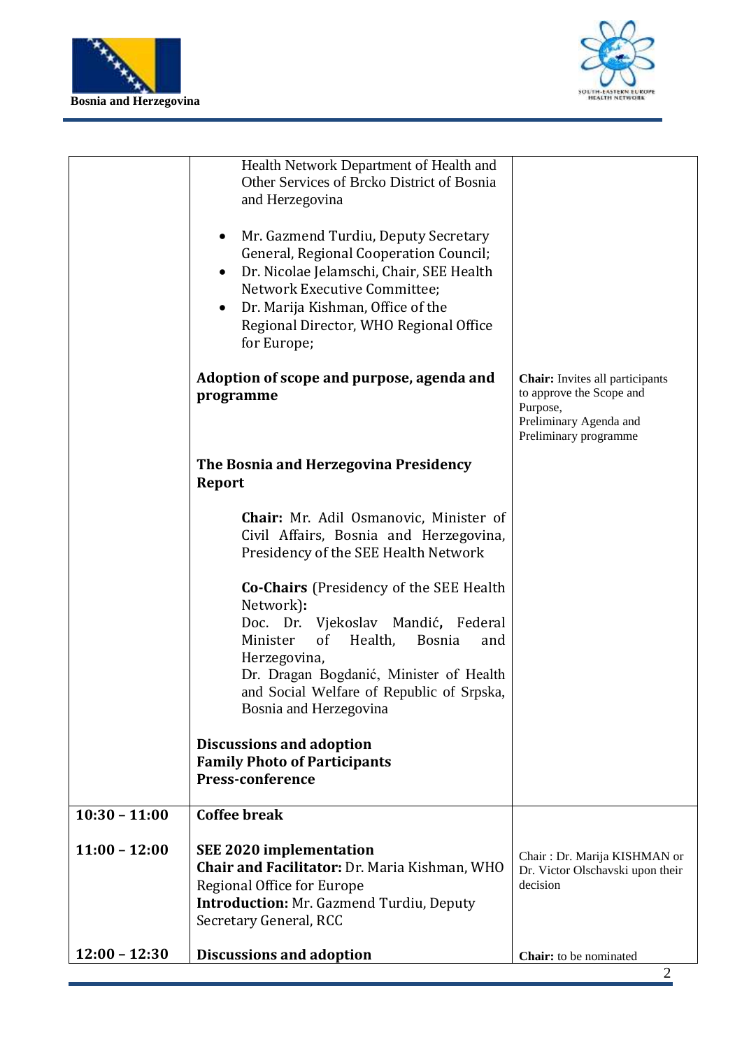| | | |
|---|---|---|
| | Health Network Department of Health and Other Services of Brcko District of Bosnia and Herzegovina<br><br>• Mr. Gazmend Turdiu, Deputy Secretary General, Regional Cooperation Council;<br>• Dr. Nicolae Jelamschi, Chair, SEE Health Network Executive Committee;<br>• Dr. Marija Kishman, Office of the Regional Director, WHO Regional Office for Europe;<br><br>**Adoption of scope and purpose, agenda and programme**<br><br>**The Bosnia and Herzegovina Presidency Report**<br><br>**Chair:** Mr. Adil Osmanovic, Minister of Civil Affairs, Bosnia and Herzegovina, Presidency of the SEE Health Network<br><br>**Co-Chairs** (Presidency of the SEE Health Network)**:**<br>Doc. Dr. Vjekoslav Mandić**,** Federal Minister of Health, Bosnia and Herzegovina,<br>Dr. Dragan Bogdanić, Minister of Health and Social Welfare of Republic of Srpska, Bosnia and Herzegovina<br><br>**Discussions and adoption**<br>**Family Photo of Participants**<br>**Press-conference** | **Chair:** Invites all participants to approve the Scope and Purpose, Preliminary Agenda and Preliminary programme |
| **10:30 – 11:00** | **Coffee break** | |
| **11:00 – 12:00** | **SEE 2020 implementation**<br>**Chair and Facilitator:** Dr. Maria Kishman, WHO Regional Office for Europe<br>**Introduction:** Mr. Gazmend Turdiu, Deputy Secretary General, RCC | Chair : Dr. Marija KISHMAN or Dr. Victor Olschavski upon their decision |
| **12:00 – 12:30** | **Discussions and adoption** | **Chair:** to be nominated |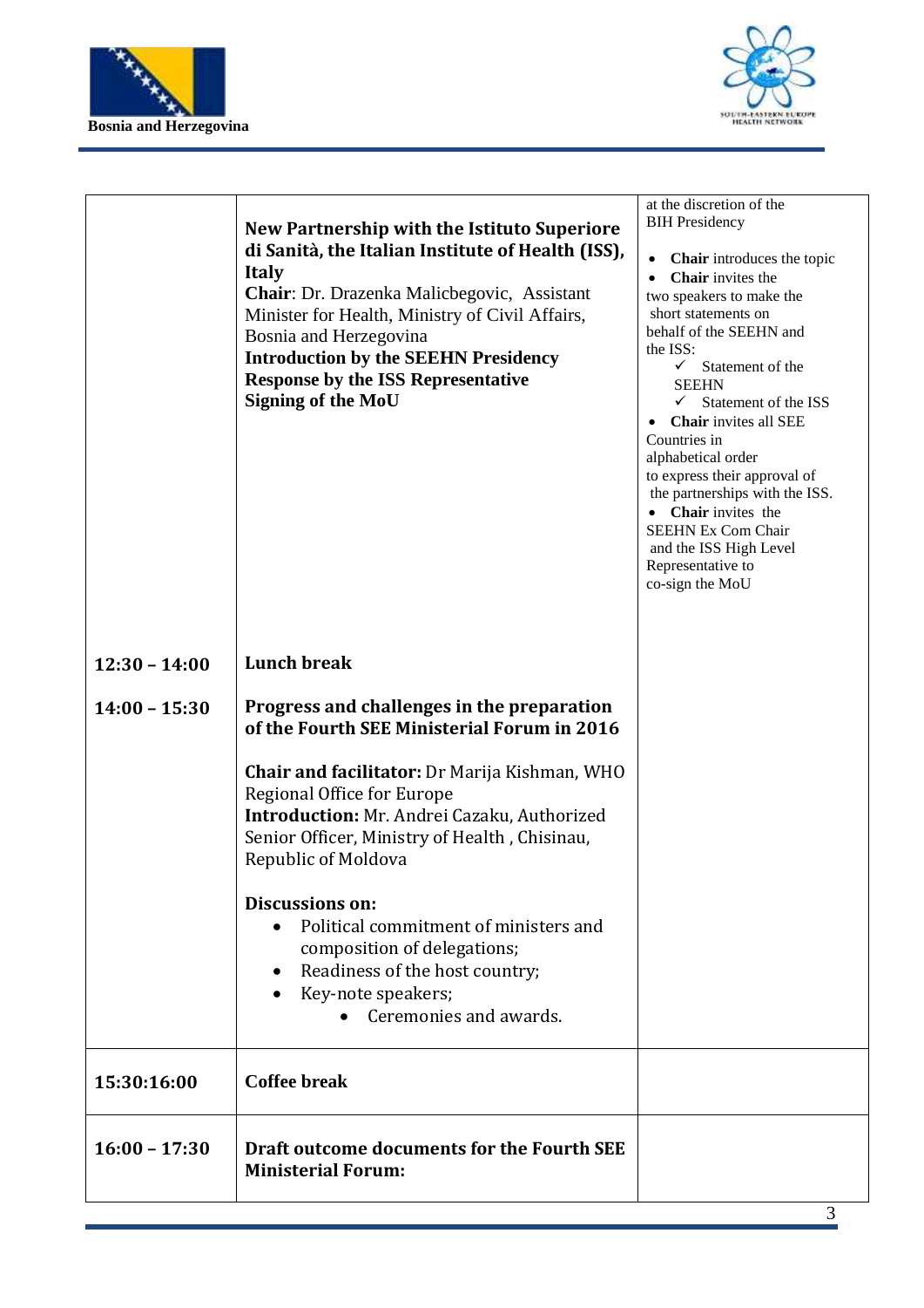| | | |
|---|---|---|
| | **New Partnership with the Istituto Superiore di Sanità, the Italian Institute of Health (ISS), Italy**<br>**Chair**: Dr. Drazenka Malicbegovic, Assistant Minister for Health, Ministry of Civil Affairs, Bosnia and Herzegovina<br>**Introduction by the SEEHN Presidency**<br>**Response by the ISS Representative**<br>**Signing of the MoU** | at the discretion of the BIH Presidency<br>• **Chair** introduces the topic<br>• **Chair** invites the two speakers to make the short statements on behalf of the SEEHN and the ISS:<br>✓ Statement of the SEEHN<br>✓ Statement of the ISS<br>• **Chair** invites all SEE Countries in alphabetical order to express their approval of the partnerships with the ISS.<br>• **Chair** invites the SEEHN Ex Com Chair and the ISS High Level Representative to co-sign the MoU |
| **12:30 – 14:00** | **Lunch break** | |
| **14:00 – 15:30** | **Progress and challenges in the preparation of the Fourth SEE Ministerial Forum in 2016**<br><br>**Chair and facilitator:** Dr Marija Kishman, WHO Regional Office for Europe<br>**Introduction:** Mr. Andrei Cazaku, Authorized Senior Officer, Ministry of Health , Chisinau, Republic of Moldova<br><br>**Discussions on:**<br>• Political commitment of ministers and composition of delegations;<br>• Readiness of the host country;<br>• Key-note speakers;<br>• Ceremonies and awards. | |
| **15:30:16:00** | **Coffee break** | |
| **16:00 – 17:30** | **Draft outcome documents for the Fourth SEE Ministerial Forum:** | |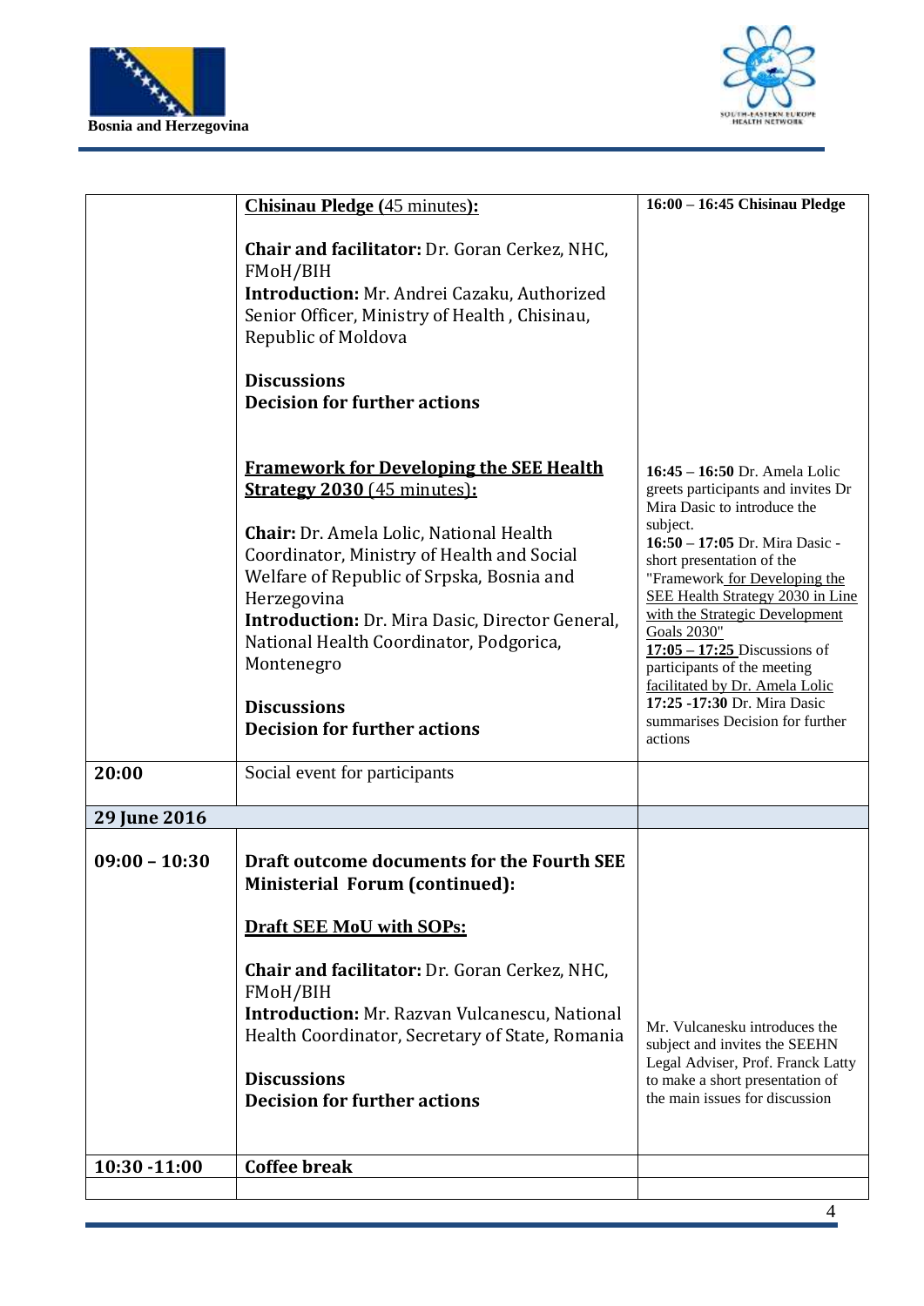| | | |
|---|---|---|
| | **Chisinau Pledge (**45 minutes**):**<br><br>**Chair and facilitator:** Dr. Goran Cerkez, NHC, FMoH/BIH<br>**Introduction:** Mr. Andrei Cazaku, Authorized Senior Officer, Ministry of Health , Chisinau, Republic of Moldova<br><br>**Discussions**<br>**Decision for further actions**<br><br>**Framework for Developing the SEE Health Strategy 2030** (45 minutes)**:**<br><br>**Chair:** Dr. Amela Lolic, National Health Coordinator, Ministry of Health and Social Welfare of Republic of Srpska, Bosnia and Herzegovina<br>**Introduction:** Dr. Mira Dasic, Director General, National Health Coordinator, Podgorica, Montenegro<br><br>**Discussions**<br>**Decision for further actions** | **16:00 – 16:45 Chisinau Pledge**<br><br>**16:45 – 16:50** Dr. Amela Lolic greets participants and invites Dr Mira Dasic to introduce the subject.<br>**16:50 – 17:05** Dr. Mira Dasic - short presentation of the "Framework for Developing the SEE Health Strategy 2030 in Line with the Strategic Development Goals 2030"<br>**17:05 – 17:25** Discussions of participants of the meeting facilitated by Dr. Amela Lolic<br>**17:25 -17:30** Dr. Mira Dasic summarises Decision for further actions |
| **20:00** | Social event for participants | |
| **29 June 2016** | | |
| **09:00 – 10:30** | **Draft outcome documents for the Fourth SEE Ministerial Forum (continued):**<br><br>**Draft SEE MoU with SOPs:**<br><br>**Chair and facilitator:** Dr. Goran Cerkez, NHC, FMoH/BIH<br>**Introduction:** Mr. Razvan Vulcanescu, National Health Coordinator, Secretary of State, Romania<br><br>**Discussions**<br>**Decision for further actions** | Mr. Vulcanesku introduces the subject and invites the SEEHN Legal Adviser, Prof. Franck Latty to make a short presentation of the main issues for discussion |
| **10:30 -11:00** | **Coffee break** | |
| | | |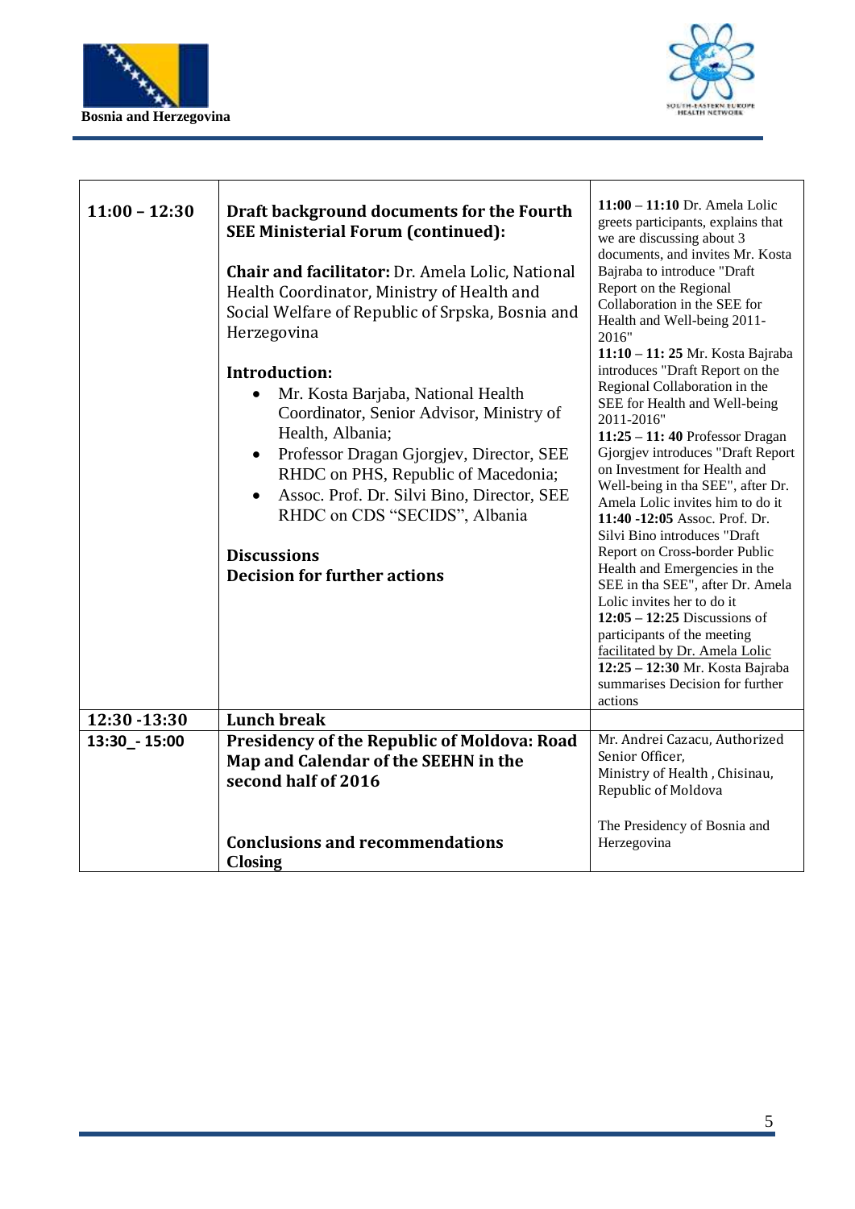| | | |
|---|---|---|
| **11:00 – 12:30** | **Draft background documents for the Fourth SEE Ministerial Forum (continued):**<br><br>**Chair and facilitator:** Dr. Amela Lolic, National Health Coordinator, Ministry of Health and Social Welfare of Republic of Srpska, Bosnia and Herzegovina<br><br>**Introduction:**<br>• Mr. Kosta Barjaba, National Health Coordinator, Senior Advisor, Ministry of Health, Albania;<br>• Professor Dragan Gjorgjev, Director, SEE RHDC on PHS, Republic of Macedonia;<br>• Assoc. Prof. Dr. Silvi Bino, Director, SEE RHDC on CDS “SECIDS”, Albania<br><br>**Discussions**<br>**Decision for further actions** | **11:00 – 11:10** Dr. Amela Lolic greets participants, explains that we are discussing about 3 documents, and invites Mr. Kosta Bajraba to introduce "Draft Report on the Regional Collaboration in the SEE for Health and Well-being 2011-2016"<br>**11:10 – 11: 25** Mr. Kosta Bajraba introduces "Draft Report on the Regional Collaboration in the SEE for Health and Well-being 2011-2016"<br>**11:25 – 11: 40** Professor Dragan Gjorgjev introduces "Draft Report on Investment for Health and Well-being in tha SEE", after Dr. Amela Lolic invites him to do it<br>**11:40 -12:05** Assoc. Prof. Dr. Silvi Bino introduces "Draft Report on Cross-border Public Health and Emergencies in the SEE in tha SEE", after Dr. Amela Lolic invites her to do it<br>**12:05 – 12:25** Discussions of participants of the meeting facilitated by Dr. Amela Lolic<br>**12:25 – 12:30** Mr. Kosta Bajraba summarises Decision for further actions |
| **12:30 -13:30** | **Lunch break** | |
| **13:30_- 15:00** | **Presidency of the Republic of Moldova: Road Map and Calendar of the SEEHN in the second half of 2016**<br><br>**Conclusions and recommendations**<br>**Closing** | Mr. Andrei Cazacu, Authorized Senior Officer,<br>Ministry of Health , Chisinau, Republic of Moldova<br><br>The Presidency of Bosnia and Herzegovina |